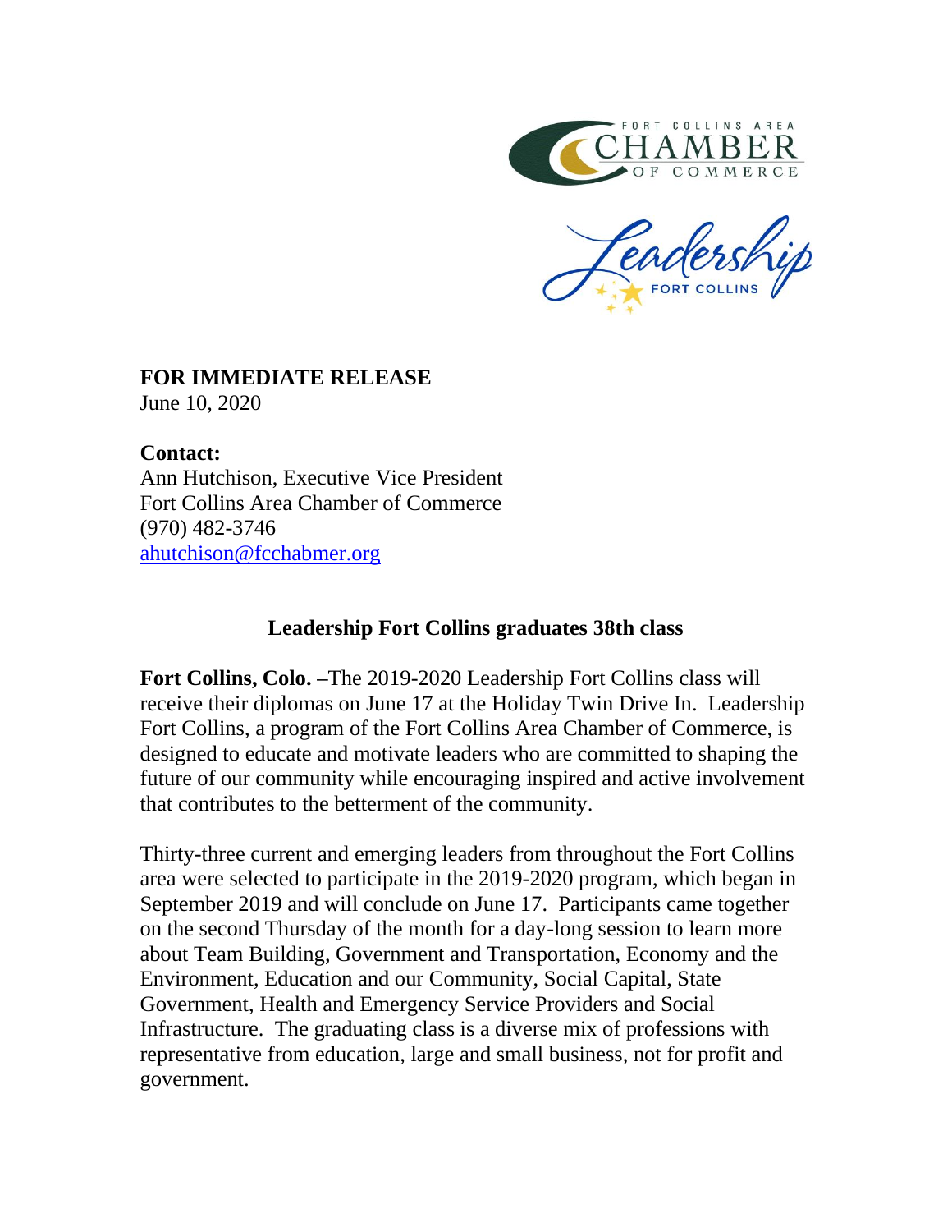**FOR IMMEDIATE RELEASE**
June 10, 2020

**Contact:**
Ann Hutchison, Executive Vice President
Fort Collins Area Chamber of Commerce
(970) 482-3746
ahutchison@fcchabmer.org

## Leadership Fort Collins graduates 38th class

**Fort Collins, Colo. –**The 2019-2020 Leadership Fort Collins class will receive their diplomas on June 17 at the Holiday Twin Drive In. Leadership Fort Collins, a program of the Fort Collins Area Chamber of Commerce, is designed to educate and motivate leaders who are committed to shaping the future of our community while encouraging inspired and active involvement that contributes to the betterment of the community.

Thirty-three current and emerging leaders from throughout the Fort Collins area were selected to participate in the 2019-2020 program, which began in September 2019 and will conclude on June 17. Participants came together on the second Thursday of the month for a day-long session to learn more about Team Building, Government and Transportation, Economy and the Environment, Education and our Community, Social Capital, State Government, Health and Emergency Service Providers and Social Infrastructure. The graduating class is a diverse mix of professions with representative from education, large and small business, not for profit and government.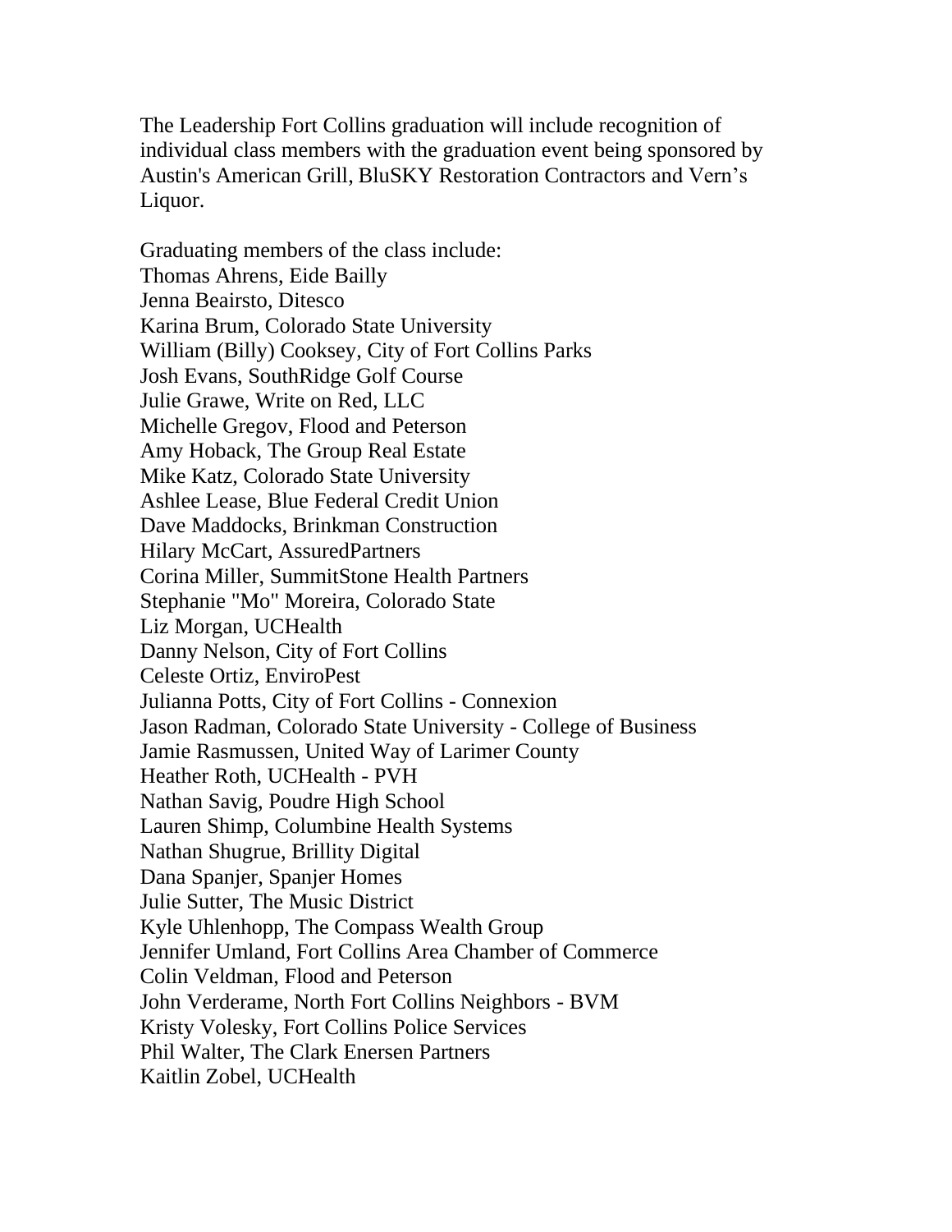The Leadership Fort Collins graduation will include recognition of individual class members with the graduation event being sponsored by Austin's American Grill, BluSKY Restoration Contractors and Vern's Liquor.

Graduating members of the class include:
Thomas Ahrens, Eide Bailly
Jenna Beairsto, Ditesco
Karina Brum, Colorado State University
William (Billy) Cooksey, City of Fort Collins Parks
Josh Evans, SouthRidge Golf Course
Julie Grawe, Write on Red, LLC
Michelle Gregov, Flood and Peterson
Amy Hoback, The Group Real Estate
Mike Katz, Colorado State University
Ashlee Lease, Blue Federal Credit Union
Dave Maddocks, Brinkman Construction
Hilary McCart, AssuredPartners
Corina Miller, SummitStone Health Partners
Stephanie "Mo" Moreira, Colorado State
Liz Morgan, UCHealth
Danny Nelson, City of Fort Collins
Celeste Ortiz, EnviroPest
Julianna Potts, City of Fort Collins - Connexion
Jason Radman, Colorado State University - College of Business
Jamie Rasmussen, United Way of Larimer County
Heather Roth, UCHealth - PVH
Nathan Savig, Poudre High School
Lauren Shimp, Columbine Health Systems
Nathan Shugrue, Brillity Digital
Dana Spanjer, Spanjer Homes
Julie Sutter, The Music District
Kyle Uhlenhopp, The Compass Wealth Group
Jennifer Umland, Fort Collins Area Chamber of Commerce
Colin Veldman, Flood and Peterson
John Verderame, North Fort Collins Neighbors - BVM
Kristy Volesky, Fort Collins Police Services
Phil Walter, The Clark Enersen Partners
Kaitlin Zobel, UCHealth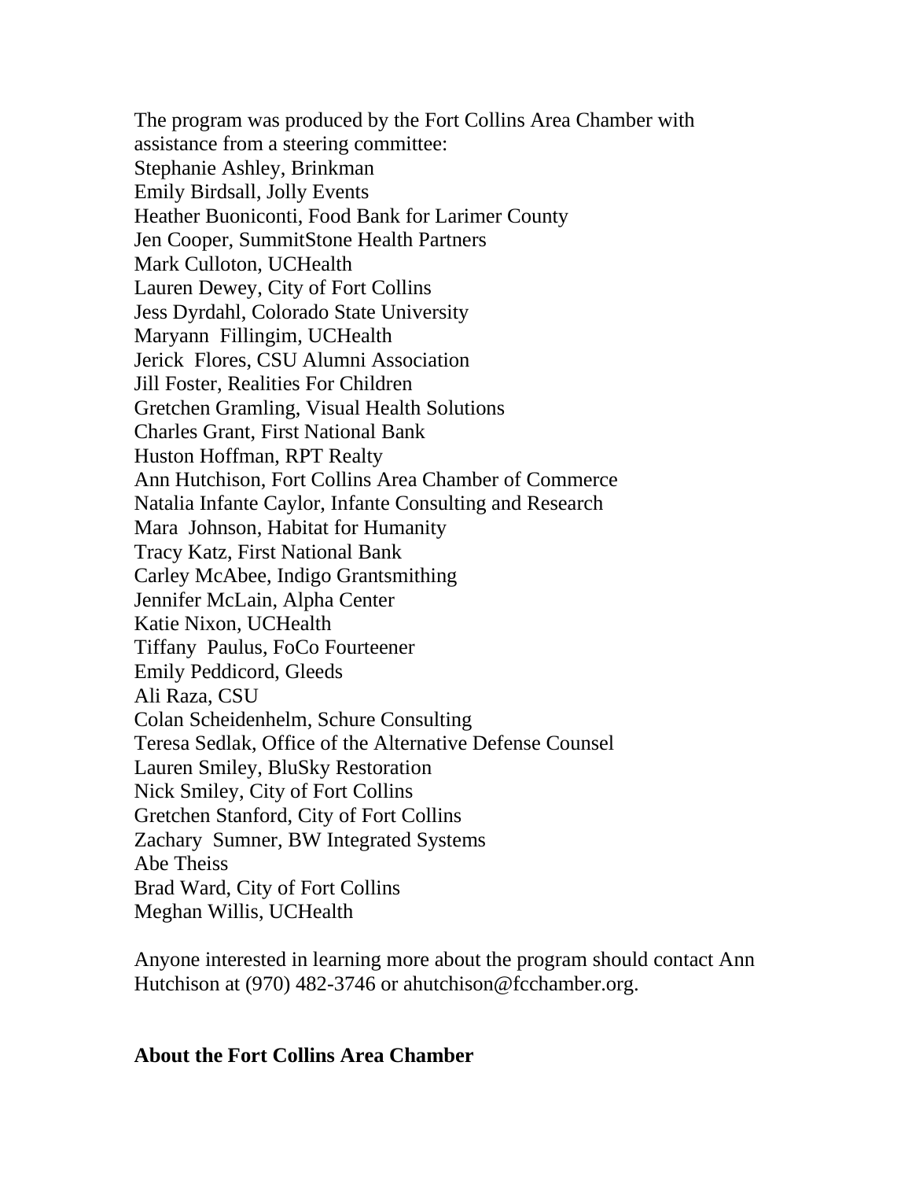The program was produced by the Fort Collins Area Chamber with assistance from a steering committee:

Stephanie Ashley, Brinkman
Emily Birdsall, Jolly Events
Heather Buoniconti, Food Bank for Larimer County
Jen Cooper, SummitStone Health Partners
Mark Culloton, UCHealth
Lauren Dewey, City of Fort Collins
Jess Dyrdahl, Colorado State University
Maryann Fillingim, UCHealth
Jerick Flores, CSU Alumni Association
Jill Foster, Realities For Children
Gretchen Gramling, Visual Health Solutions
Charles Grant, First National Bank
Huston Hoffman, RPT Realty
Ann Hutchison, Fort Collins Area Chamber of Commerce
Natalia Infante Caylor, Infante Consulting and Research
Mara Johnson, Habitat for Humanity
Tracy Katz, First National Bank
Carley McAbee, Indigo Grantsmithing
Jennifer McLain, Alpha Center
Katie Nixon, UCHealth
Tiffany Paulus, FoCo Fourteener
Emily Peddicord, Gleeds
Ali Raza, CSU
Colan Scheidenhelm, Schure Consulting
Teresa Sedlak, Office of the Alternative Defense Counsel
Lauren Smiley, BluSky Restoration
Nick Smiley, City of Fort Collins
Gretchen Stanford, City of Fort Collins
Zachary Sumner, BW Integrated Systems
Abe Theiss
Brad Ward, City of Fort Collins
Meghan Willis, UCHealth

Anyone interested in learning more about the program should contact Ann Hutchison at (970) 482-3746 or ahutchison@fcchamber.org.

**About the Fort Collins Area Chamber**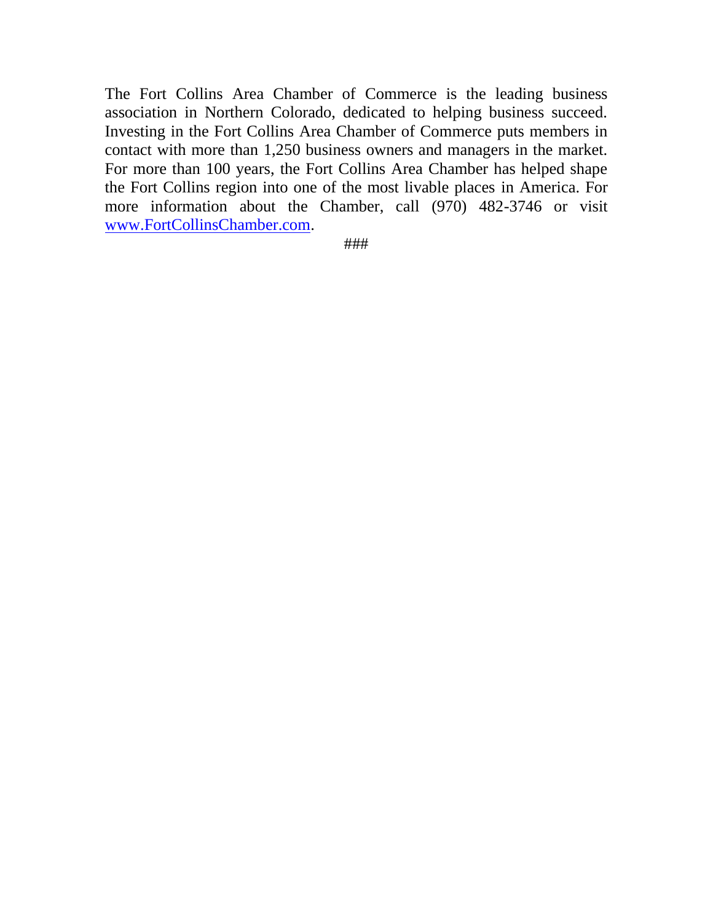The Fort Collins Area Chamber of Commerce is the leading business association in Northern Colorado, dedicated to helping business succeed. Investing in the Fort Collins Area Chamber of Commerce puts members in contact with more than 1,250 business owners and managers in the market. For more than 100 years, the Fort Collins Area Chamber has helped shape the Fort Collins region into one of the most livable places in America. For more information about the Chamber, call (970) 482-3746 or visit www.FortCollinsChamber.com.

###